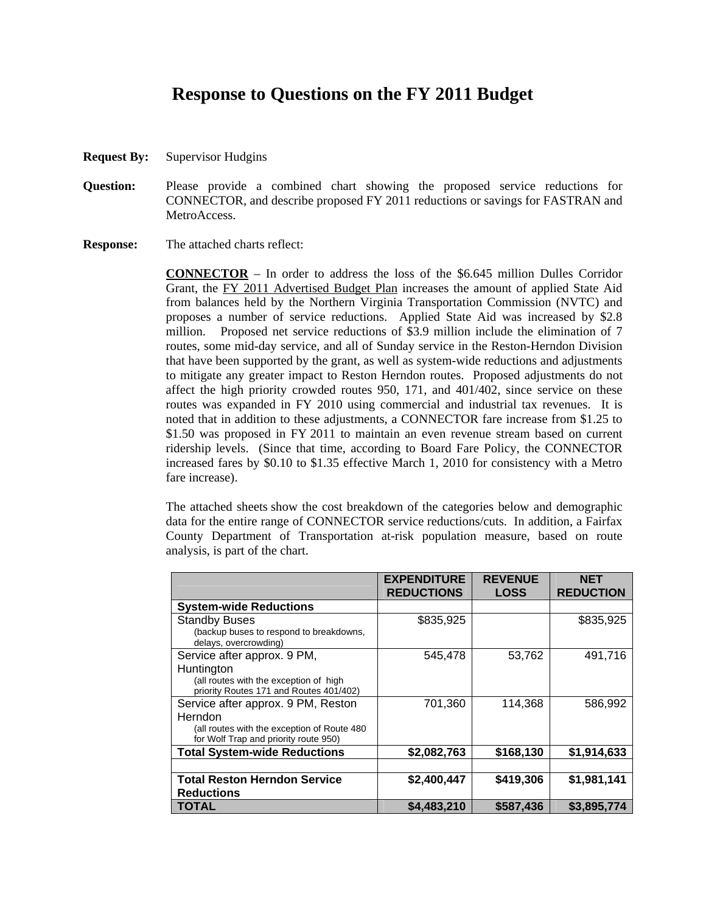# Response to Questions on the FY 2011 Budget

**Request By:** Supervisor Hudgins

**Question:** Please provide a combined chart showing the proposed service reductions for CONNECTOR, and describe proposed FY 2011 reductions or savings for FASTRAN and MetroAccess.

**Response:** The attached charts reflect:

**CONNECTOR** – In order to address the loss of the $6.645 million Dulles Corridor Grant, the FY 2011 Advertised Budget Plan increases the amount of applied State Aid from balances held by the Northern Virginia Transportation Commission (NVTC) and proposes a number of service reductions. Applied State Aid was increased by $2.8 million. Proposed net service reductions of $3.9 million include the elimination of 7 routes, some mid-day service, and all of Sunday service in the Reston-Herndon Division that have been supported by the grant, as well as system-wide reductions and adjustments to mitigate any greater impact to Reston Herndon routes. Proposed adjustments do not affect the high priority crowded routes 950, 171, and 401/402, since service on these routes was expanded in FY 2010 using commercial and industrial tax revenues. It is noted that in addition to these adjustments, a CONNECTOR fare increase from $1.25 to $1.50 was proposed in FY 2011 to maintain an even revenue stream based on current ridership levels. (Since that time, according to Board Fare Policy, the CONNECTOR increased fares by $0.10 to $1.35 effective March 1, 2010 for consistency with a Metro fare increase).

The attached sheets show the cost breakdown of the categories below and demographic data for the entire range of CONNECTOR service reductions/cuts. In addition, a Fairfax County Department of Transportation at-risk population measure, based on route analysis, is part of the chart.

| | EXPENDITURE REDUCTIONS | REVENUE LOSS | NET REDUCTION |
|---|---|---|---|
| **System-wide Reductions** | | | |
| Standby Buses (backup buses to respond to breakdowns, delays, overcrowding) | $835,925 | | $835,925 |
| Service after approx. 9 PM, Huntington (all routes with the exception of high priority Routes 171 and Routes 401/402) | 545,478 | 53,762 | 491,716 |
| Service after approx. 9 PM, Reston Herndon (all routes with the exception of Route 480 for Wolf Trap and priority route 950) | 701,360 | 114,368 | 586,992 |
| **Total System-wide Reductions** | **$2,082,763** | **$168,130** | **$1,914,633** |
| | | | |
| **Total Reston Herndon Service Reductions** | **$2,400,447** | **$419,306** | **$1,981,141** |
| **TOTAL** | **$4,483,210** | **$587,436** | **$3,895,774** |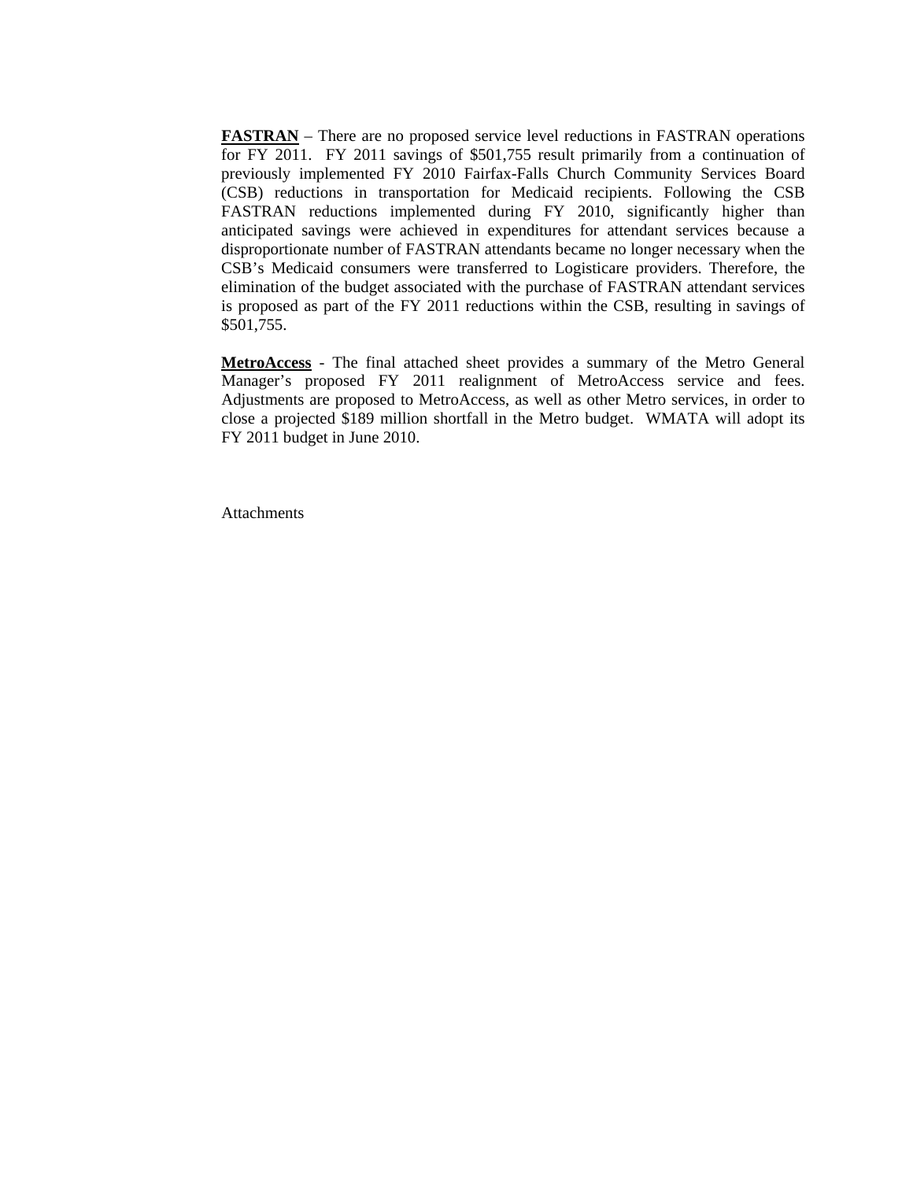<u>**FASTRAN**</u> – There are no proposed service level reductions in FASTRAN operations for FY 2011. FY 2011 savings of $501,755 result primarily from a continuation of previously implemented FY 2010 Fairfax-Falls Church Community Services Board (CSB) reductions in transportation for Medicaid recipients. Following the CSB FASTRAN reductions implemented during FY 2010, significantly higher than anticipated savings were achieved in expenditures for attendant services because a disproportionate number of FASTRAN attendants became no longer necessary when the CSB's Medicaid consumers were transferred to Logisticare providers. Therefore, the elimination of the budget associated with the purchase of FASTRAN attendant services is proposed as part of the FY 2011 reductions within the CSB, resulting in savings of $501,755.

<u>**MetroAccess**</u> - The final attached sheet provides a summary of the Metro General Manager's proposed FY 2011 realignment of MetroAccess service and fees. Adjustments are proposed to MetroAccess, as well as other Metro services, in order to close a projected $189 million shortfall in the Metro budget. WMATA will adopt its FY 2011 budget in June 2010.

Attachments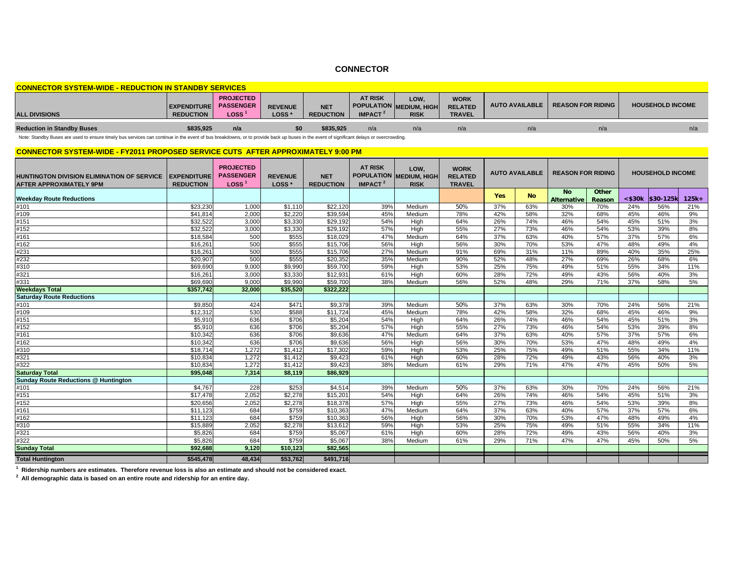# CONNECTOR

## CONNECTOR SYSTEM-WIDE - REDUCTION IN STANDBY SERVICES

| ALL DIVISIONS | EXPENDITURE REDUCTION | PROJECTED PASSENGER LOSS [1] | REVENUE LOSS * | NET REDUCTION | AT RISK POPULATION IMPACT [2] | LOW, MEDIUM, HIGH RISK | WORK RELATED TRAVEL | AUTO AVAILABLE | REASON FOR RIDING | HOUSEHOLD INCOME |
|---|---|---|---|---|---|---|---|---|---|---|
| Reduction in Standby Buses | $835,925 | n/a | $0 | $835,925 | n/a | n/a | n/a | n/a | n/a | n/a |

Note: Standby Buses are used to ensure timely bus services can continue in the event of bus breakdowns, or to provide back up buses in the event of significant delays or overcrowding.

## CONNECTOR SYSTEM-WIDE - FY2011 PROPOSED SERVICE CUTS AFTER APPROXIMATELY 9:00 PM

| HUNTINGTON DIVISION ELIMINATION OF SERVICE AFTER APPROXIMATELY 9PM | EXPENDITURE REDUCTION | PROJECTED PASSENGER LOSS [1] | REVENUE LOSS * | NET REDUCTION | AT RISK POPULATION IMPACT [2] | LOW, MEDIUM, HIGH RISK | WORK RELATED TRAVEL | AUTO AVAILABLE | | REASON FOR RIDING | | HOUSEHOLD INCOME | | |
|---|---|---|---|---|---|---|---|---|---|---|---|---|---|---|
| **Weekday Route Reductions** | | | | | | | | Yes | No | No Alternative | Other Reason | <$30k | $30-125k | 125k+ |
| #101 | $23,230 | 1,000 | $1,110 | $22,120 | 39% | Medium | 50% | 37% | 63% | 30% | 70% | 24% | 56% | 21% |
| #109 | $41,814 | 2,000 | $2,220 | $39,594 | 45% | Medium | 78% | 42% | 58% | 32% | 68% | 45% | 46% | 9% |
| #151 | $32,522 | 3,000 | $3,330 | $29,192 | 54% | High | 64% | 26% | 74% | 46% | 54% | 45% | 51% | 3% |
| #152 | $32,522 | 3,000 | $3,330 | $29,192 | 57% | High | 55% | 27% | 73% | 46% | 54% | 53% | 39% | 8% |
| #161 | $18,584 | 500 | $555 | $18,029 | 47% | Medium | 64% | 37% | 63% | 40% | 57% | 37% | 57% | 6% |
| #162 | $16,261 | 500 | $555 | $15,706 | 56% | High | 56% | 30% | 70% | 53% | 47% | 48% | 49% | 4% |
| #231 | $16,261 | 500 | $555 | $15,706 | 27% | Medium | 91% | 69% | 31% | 11% | 89% | 40% | 35% | 25% |
| #232 | $20,907 | 500 | $555 | $20,352 | 35% | Medium | 90% | 52% | 48% | 27% | 69% | 26% | 68% | 6% |
| #310 | $69,690 | 9,000 | $9,990 | $59,700 | 59% | High | 53% | 25% | 75% | 49% | 51% | 55% | 34% | 11% |
| #321 | $16,261 | 3,000 | $3,330 | $12,931 | 61% | High | 60% | 28% | 72% | 49% | 43% | 56% | 40% | 3% |
| #331 | $69,690 | 9,000 | $9,990 | $59,700 | 38% | Medium | 56% | 52% | 48% | 29% | 71% | 37% | 58% | 5% |
| **Weekdays Total** | **$357,742** | **32,000** | **$35,520** | **$322,222** | | | | | | | | | | |
| **Saturday Route Reductions** | | | | | | | | | | | | | | |
| #101 | $9,850 | 424 | $471 | $9,379 | 39% | Medium | 50% | 37% | 63% | 30% | 70% | 24% | 56% | 21% |
| #109 | $12,312 | 530 | $588 | $11,724 | 45% | Medium | 78% | 42% | 58% | 32% | 68% | 45% | 46% | 9% |
| #151 | $5,910 | 636 | $706 | $5,204 | 54% | High | 64% | 26% | 74% | 46% | 54% | 45% | 51% | 3% |
| #152 | $5,910 | 636 | $706 | $5,204 | 57% | High | 55% | 27% | 73% | 46% | 54% | 53% | 39% | 8% |
| #161 | $10,342 | 636 | $706 | $9,636 | 47% | Medium | 64% | 37% | 63% | 40% | 57% | 37% | 57% | 6% |
| #162 | $10,342 | 636 | $706 | $9,636 | 56% | High | 56% | 30% | 70% | 53% | 47% | 48% | 49% | 4% |
| #310 | $18,714 | 1,272 | $1,412 | $17,302 | 59% | High | 53% | 25% | 75% | 49% | 51% | 55% | 34% | 11% |
| #321 | $10,834 | 1,272 | $1,412 | $9,423 | 61% | High | 60% | 28% | 72% | 49% | 43% | 56% | 40% | 3% |
| #322 | $10,834 | 1,272 | $1,412 | $9,423 | 38% | Medium | 61% | 29% | 71% | 47% | 47% | 45% | 50% | 5% |
| **Saturday Total** | **$95,048** | **7,314** | **$8,119** | **$86,929** | | | | | | | | | | |
| **Sunday Route Reductions @ Huntington** | | | | | | | | | | | | | | |
| #101 | $4,767 | 228 | $253 | $4,514 | 39% | Medium | 50% | 37% | 63% | 30% | 70% | 24% | 56% | 21% |
| #151 | $17,478 | 2,052 | $2,278 | $15,201 | 54% | High | 64% | 26% | 74% | 46% | 54% | 45% | 51% | 3% |
| #152 | $20,656 | 2,052 | $2,278 | $18,378 | 57% | High | 55% | 27% | 73% | 46% | 54% | 53% | 39% | 8% |
| #161 | $11,123 | 684 | $759 | $10,363 | 47% | Medium | 64% | 37% | 63% | 40% | 57% | 37% | 57% | 6% |
| #162 | $11,123 | 684 | $759 | $10,363 | 56% | High | 56% | 30% | 70% | 53% | 47% | 48% | 49% | 4% |
| #310 | $15,889 | 2,052 | $2,278 | $13,612 | 59% | High | 53% | 25% | 75% | 49% | 51% | 55% | 34% | 11% |
| #321 | $5,826 | 684 | $759 | $5,067 | 61% | High | 60% | 28% | 72% | 49% | 43% | 56% | 40% | 3% |
| #322 | $5,826 | 684 | $759 | $5,067 | 38% | Medium | 61% | 29% | 71% | 47% | 47% | 45% | 50% | 5% |
| **Sunday Total** | **$92,688** | **9,120** | **$10,123** | **$82,565** | | | | | | | | | | |
| **Total Huntington** | **$545,478** | **48,434** | **$53,762** | **$491,716** | | | | | | | | | | |

**[1] Ridership numbers are estimates. Therefore revenue loss is also an estimate and should not be considered exact.**

**[2] All demographic data is based on an entire route and ridership for an entire day.**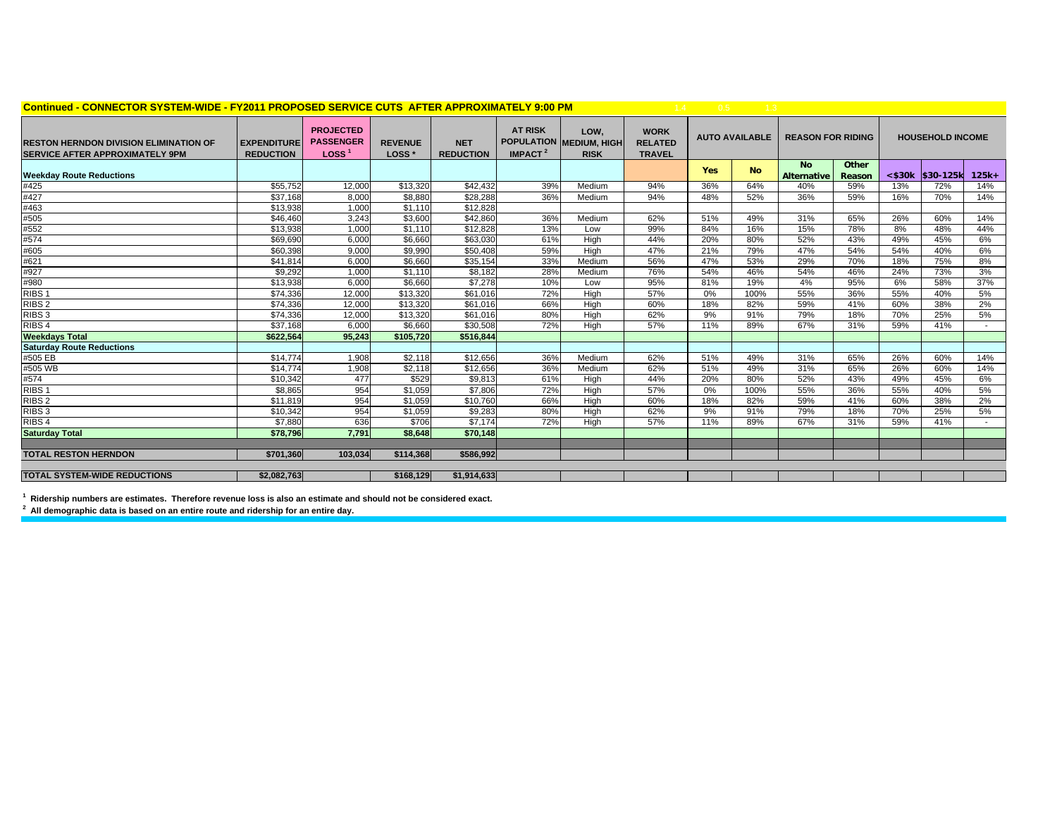**Continued - CONNECTOR SYSTEM-WIDE - FY2011 PROPOSED SERVICE CUTS AFTER APPROXIMATELY 9:00 PM**

| RESTON HERNDON DIVISION ELIMINATION OF SERVICE AFTER APPROXIMATELY 9PM | EXPENDITURE REDUCTION | PROJECTED PASSENGER LOSS [1] | REVENUE LOSS * | NET REDUCTION | AT RISK POPULATION IMPACT [2] | LOW, MEDIUM, HIGH RISK | WORK RELATED TRAVEL | AUTO AVAILABLE | | REASON FOR RIDING | | HOUSEHOLD INCOME | | |
|---|---|---|---|---|---|---|---|---|---|---|---|---|---|---|
| **Weekday Route Reductions** | | | | | | | | Yes | No | No Alternative | Other Reason | <$30k | $30-125k | 125k+ |
| #425 | $55,752 | 12,000 | $13,320 | $42,432 | 39% | Medium | 94% | 36% | 64% | 40% | 59% | 13% | 72% | 14% |
| #427 | $37,168 | 8,000 | $8,880 | $28,288 | 36% | Medium | 94% | 48% | 52% | 36% | 59% | 16% | 70% | 14% |
| #463 | $13,938 | 1,000 | $1,110 | $12,828 | | | | | | | | | | |
| #505 | $46,460 | 3,243 | $3,600 | $42,860 | 36% | Medium | 62% | 51% | 49% | 31% | 65% | 26% | 60% | 14% |
| #552 | $13,938 | 1,000 | $1,110 | $12,828 | 13% | Low | 99% | 84% | 16% | 15% | 78% | 8% | 48% | 44% |
| #574 | $69,690 | 6,000 | $6,660 | $63,030 | 61% | High | 44% | 20% | 80% | 52% | 43% | 49% | 45% | 6% |
| #605 | $60,398 | 9,000 | $9,990 | $50,408 | 59% | High | 47% | 21% | 79% | 47% | 54% | 54% | 40% | 6% |
| #621 | $41,814 | 6,000 | $6,660 | $35,154 | 33% | Medium | 56% | 47% | 53% | 29% | 70% | 18% | 75% | 8% |
| #927 | $9,292 | 1,000 | $1,110 | $8,182 | 28% | Medium | 76% | 54% | 46% | 54% | 46% | 24% | 73% | 3% |
| #980 | $13,938 | 6,000 | $6,660 | $7,278 | 10% | Low | 95% | 81% | 19% | 4% | 95% | 6% | 58% | 37% |
| RIBS 1 | $74,336 | 12,000 | $13,320 | $61,016 | 72% | High | 57% | 0% | 100% | 55% | 36% | 55% | 40% | 5% |
| RIBS 2 | $74,336 | 12,000 | $13,320 | $61,016 | 66% | High | 60% | 18% | 82% | 59% | 41% | 60% | 38% | 2% |
| RIBS 3 | $74,336 | 12,000 | $13,320 | $61,016 | 80% | High | 62% | 9% | 91% | 79% | 18% | 70% | 25% | 5% |
| RIBS 4 | $37,168 | 6,000 | $6,660 | $30,508 | 72% | High | 57% | 11% | 89% | 67% | 31% | 59% | 41% | - |
| **Weekdays Total** | **$622,564** | **95,243** | **$105,720** | **$516,844** | | | | | | | | | | |
| **Saturday Route Reductions** | | | | | | | | | | | | | | |
| #505 EB | $14,774 | 1,908 | $2,118 | $12,656 | 36% | Medium | 62% | 51% | 49% | 31% | 65% | 26% | 60% | 14% |
| #505 WB | $14,774 | 1,908 | $2,118 | $12,656 | 36% | Medium | 62% | 51% | 49% | 31% | 65% | 26% | 60% | 14% |
| #574 | $10,342 | 477 | $529 | $9,813 | 61% | High | 44% | 20% | 80% | 52% | 43% | 49% | 45% | 6% |
| RIBS 1 | $8,865 | 954 | $1,059 | $7,806 | 72% | High | 57% | 0% | 100% | 55% | 36% | 55% | 40% | 5% |
| RIBS 2 | $11,819 | 954 | $1,059 | $10,760 | 66% | High | 60% | 18% | 82% | 59% | 41% | 60% | 38% | 2% |
| RIBS 3 | $10,342 | 954 | $1,059 | $9,283 | 80% | High | 62% | 9% | 91% | 79% | 18% | 70% | 25% | 5% |
| RIBS 4 | $7,880 | 636 | $706 | $7,174 | 72% | High | 57% | 11% | 89% | 67% | 31% | 59% | 41% | - |
| **Saturday Total** | **$78,796** | **7,791** | **$8,648** | **$70,148** | | | | | | | | | | |
| **TOTAL RESTON HERNDON** | **$701,360** | **103,034** | **$114,368** | **$586,992** | | | | | | | | | | |
| **TOTAL SYSTEM-WIDE REDUCTIONS** | **$2,082,763** | | **$168,129** | **$1,914,633** | | | | | | | | | | |

[1] **Ridership numbers are estimates. Therefore revenue loss is also an estimate and should not be considered exact.**

[2] **All demographic data is based on an entire route and ridership for an entire day.**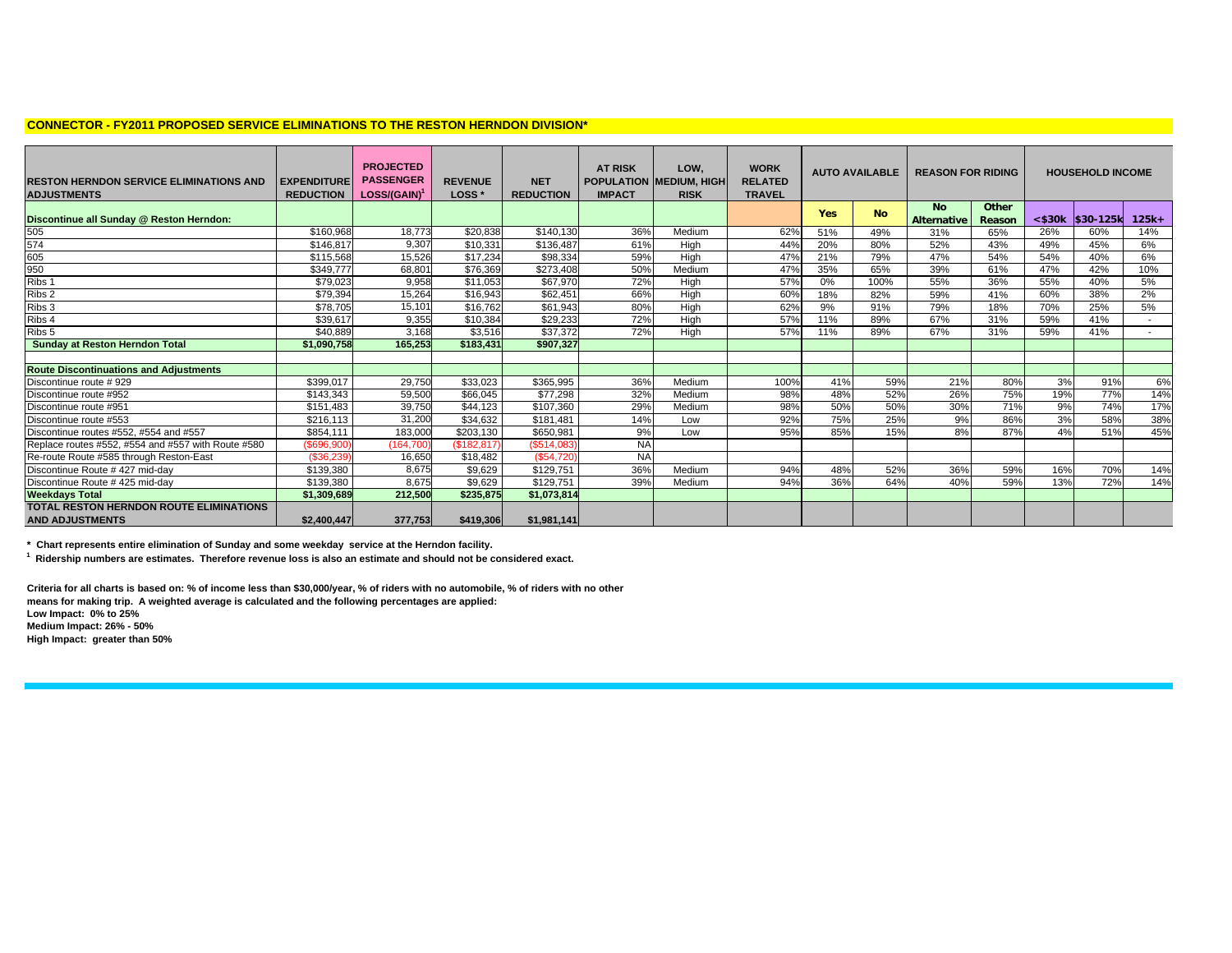**CONNECTOR - FY2011 PROPOSED SERVICE ELIMINATIONS TO THE RESTON HERNDON DIVISION***

| RESTON HERNDON SERVICE ELIMINATIONS AND ADJUSTMENTS | EXPENDITURE REDUCTION | PROJECTED PASSENGER LOSS/(GAIN)[1] | REVENUE LOSS * | NET REDUCTION | AT RISK POPULATION IMPACT | LOW, MEDIUM, HIGH RISK | WORK RELATED TRAVEL | AUTO AVAILABLE | | REASON FOR RIDING | | HOUSEHOLD INCOME | | |
|---|---|---|---|---|---|---|---|---|---|---|---|---|---|---|
| **Discontinue all Sunday @ Reston Herndon:** | | | | | | | | Yes | No | No Alternative | Other Reason | <$30k | $30-125k | 125k+ |
| 505 | $160,968 | 18,773 | $20,838 | $140,130 | 36% | Medium | 62% | 51% | 49% | 31% | 65% | 26% | 60% | 14% |
| 574 | $146,817 | 9,307 | $10,331 | $136,487 | 61% | High | 44% | 20% | 80% | 52% | 43% | 49% | 45% | 6% |
| 605 | $115,568 | 15,526 | $17,234 | $98,334 | 59% | High | 47% | 21% | 79% | 47% | 54% | 54% | 40% | 6% |
| 950 | $349,777 | 68,801 | $76,369 | $273,408 | 50% | Medium | 47% | 35% | 65% | 39% | 61% | 47% | 42% | 10% |
| Ribs 1 | $79,023 | 9,958 | $11,053 | $67,970 | 72% | High | 57% | 0% | 100% | 55% | 36% | 55% | 40% | 5% |
| Ribs 2 | $79,394 | 15,264 | $16,943 | $62,451 | 66% | High | 60% | 18% | 82% | 59% | 41% | 60% | 38% | 2% |
| Ribs 3 | $78,705 | 15,101 | $16,762 | $61,943 | 80% | High | 62% | 9% | 91% | 79% | 18% | 70% | 25% | 5% |
| Ribs 4 | $39,617 | 9,355 | $10,384 | $29,233 | 72% | High | 57% | 11% | 89% | 67% | 31% | 59% | 41% | - |
| Ribs 5 | $40,889 | 3,168 | $3,516 | $37,372 | 72% | High | 57% | 11% | 89% | 67% | 31% | 59% | 41% | - |
| **Sunday at Reston Herndon Total** | **$1,090,758** | **165,253** | **$183,431** | **$907,327** | | | | | | | | | | |
| | | | | | | | | | | | | | | |
| **Route Discontinuations and Adjustments** | | | | | | | | | | | | | | |
| Discontinue route # 929 | $399,017 | 29,750 | $33,023 | $365,995 | 36% | Medium | 100% | 41% | 59% | 21% | 80% | 3% | 91% | 6% |
| Discontinue route #952 | $143,343 | 59,500 | $66,045 | $77,298 | 32% | Medium | 98% | 48% | 52% | 26% | 75% | 19% | 77% | 14% |
| Discontinue route #951 | $151,483 | 39,750 | $44,123 | $107,360 | 29% | Medium | 98% | 50% | 50% | 30% | 71% | 9% | 74% | 17% |
| Discontinue route #553 | $216,113 | 31,200 | $34,632 | $181,481 | 14% | Low | 92% | 75% | 25% | 9% | 86% | 3% | 58% | 38% |
| Discontinue routes #552, #554 and #557 | $854,111 | 183,000 | $203,130 | $650,981 | 9% | Low | 95% | 85% | 15% | 8% | 87% | 4% | 51% | 45% |
| Replace routes #552, #554 and #557 with Route #580 | ($696,900) | (164,700) | ($182,817) | ($514,083) | NA | | | | | | | | | |
| Re-route Route #585 through Reston-East | ($36,239) | 16,650 | $18,482 | ($54,720) | NA | | | | | | | | | |
| Discontinue Route # 427 mid-day | $139,380 | 8,675 | $9,629 | $129,751 | 36% | Medium | 94% | 48% | 52% | 36% | 59% | 16% | 70% | 14% |
| Discontinue Route # 425 mid-day | $139,380 | 8,675 | $9,629 | $129,751 | 39% | Medium | 94% | 36% | 64% | 40% | 59% | 13% | 72% | 14% |
| **Weekdays Total** | **$1,309,689** | **212,500** | **$235,875** | **$1,073,814** | | | | | | | | | | |
| **TOTAL RESTON HERNDON ROUTE ELIMINATIONS AND ADJUSTMENTS** | **$2,400,447** | **377,753** | **$419,306** | **$1,981,141** | | | | | | | | | | |

**\* Chart represents entire elimination of Sunday and some weekday service at the Herndon facility.**

**[1] Ridership numbers are estimates. Therefore revenue loss is also an estimate and should not be considered exact.**

**Criteria for all charts is based on: % of income less than $30,000/year, % of riders with no automobile, % of riders with no other means for making trip. A weighted average is calculated and the following percentages are applied:**
**Low Impact: 0% to 25%**
**Medium Impact: 26% - 50%**
**High Impact: greater than 50%**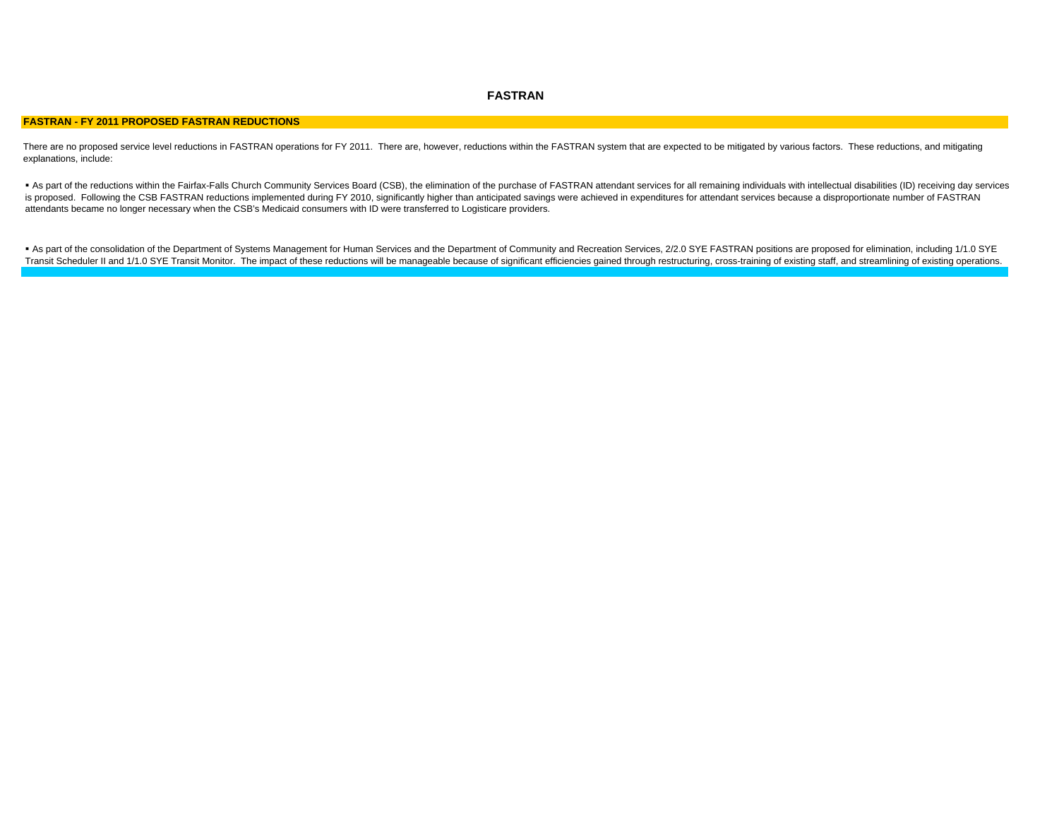# FASTRAN

## FASTRAN - FY 2011 PROPOSED FASTRAN REDUCTIONS

There are no proposed service level reductions in FASTRAN operations for FY 2011. There are, however, reductions within the FASTRAN system that are expected to be mitigated by various factors. These reductions, and mitigating explanations, include:

- As part of the reductions within the Fairfax-Falls Church Community Services Board (CSB), the elimination of the purchase of FASTRAN attendant services for all remaining individuals with intellectual disabilities (ID) receiving day services is proposed. Following the CSB FASTRAN reductions implemented during FY 2010, significantly higher than anticipated savings were achieved in expenditures for attendant services because a disproportionate number of FASTRAN attendants became no longer necessary when the CSB's Medicaid consumers with ID were transferred to Logisticare providers.

- As part of the consolidation of the Department of Systems Management for Human Services and the Department of Community and Recreation Services, 2/2.0 SYE FASTRAN positions are proposed for elimination, including 1/1.0 SYE Transit Scheduler II and 1/1.0 SYE Transit Monitor. The impact of these reductions will be manageable because of significant efficiencies gained through restructuring, cross-training of existing staff, and streamlining of existing operations.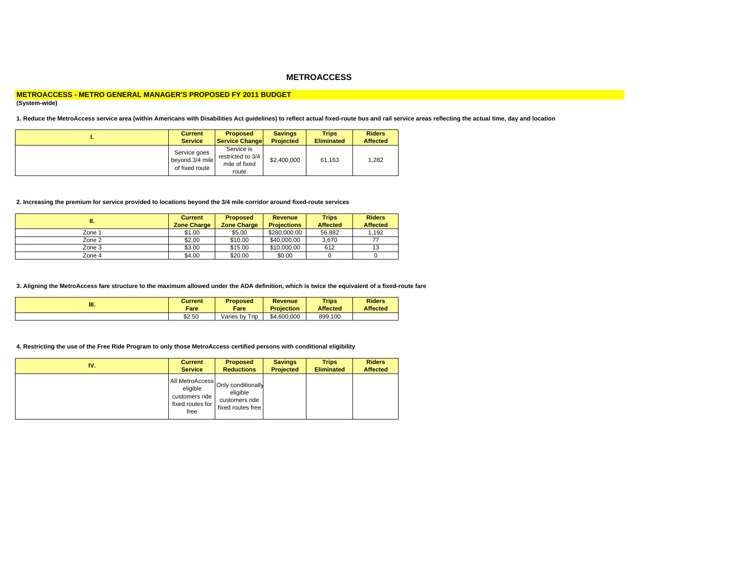# METROACCESS

**METROACCESS - METRO GENERAL MANAGER'S PROPOSED FY 2011 BUDGET**

**(System-wide)**

**1. Reduce the MetroAccess service area (within Americans with Disabilities Act guidelines) to reflect actual fixed-route bus and rail service areas reflecting the actual time, day and location**

| I. | Current Service | Proposed Service Change | Savings Projected | Trips Eliminated | Riders Affected |
|---|---|---|---|---|---|
| | Service goes beyond 3/4 mile of fixed route | Service is restricted to 3/4 mile of fixed route | $2,400,000 | 61,163 | 1,282 |

**2. Increasing the premium for service provided to locations beyond the 3/4 mile corridor around fixed-route services**

| II. | Current Zone Charge | Proposed Zone Charge | Revenue Projections | Trips Affected | Riders Affected |
|---|---|---|---|---|---|
| Zone 1 | $1.00 | $5.00 | $280,000.00 | 56,882 | 1,192 |
| Zone 2 | $2.00 | $10.00 | $40,000.00 | 3,670 | 77 |
| Zone 3 | $3.00 | $15.00 | $10,000.00 | 612 | 13 |
| Zone 4 | $4.00 | $20.00 | $0.00 | 0 | 0 |

**3. Aligning the MetroAccess fare structure to the maximum allowed under the ADA definition, which is twice the equivalent of a fixed-route fare**

| III. | Current Fare | Proposed Fare | Revenue Projection | Trips Affected | Riders Affected |
|---|---|---|---|---|---|
| | $2.50 | Varies by Trip | $4,600,000 | 899,100 | |

**4. Restricting the use of the Free Ride Program to only those MetroAccess certified persons with conditional eligibility**

| IV. | Current Service | Proposed Reductions | Savings Projected | Trips Eliminated | Riders Affected |
|---|---|---|---|---|---|
| | All MetroAccess eligible customers ride fixed routes for free | Only conditionally eligible customers ride fixed routes free | | | |